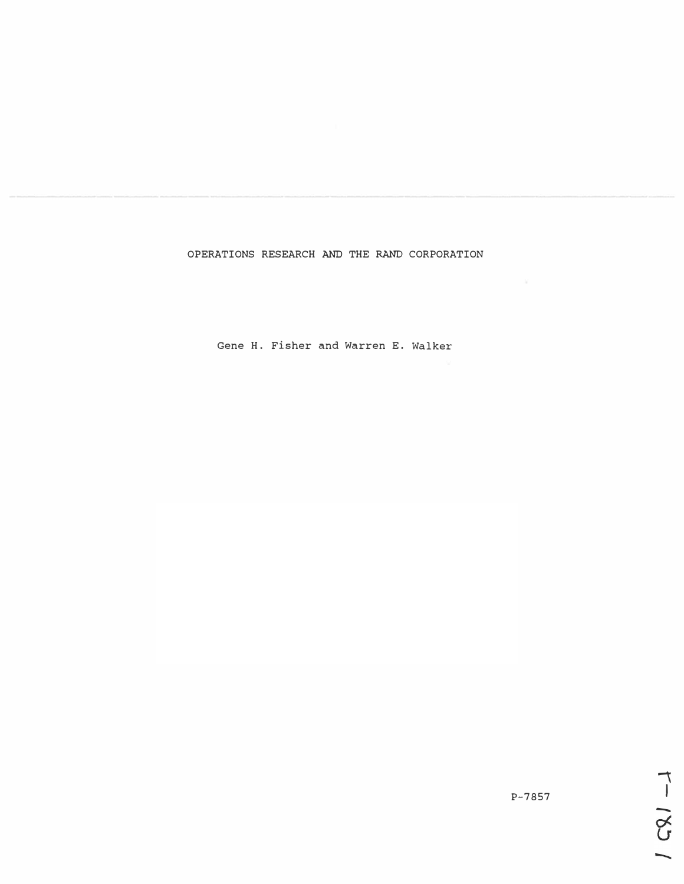# OPERATIONS RESEARCH AND THE RAND CORPORATION

Gene H. Fisher and Warren E. Walker

P-7857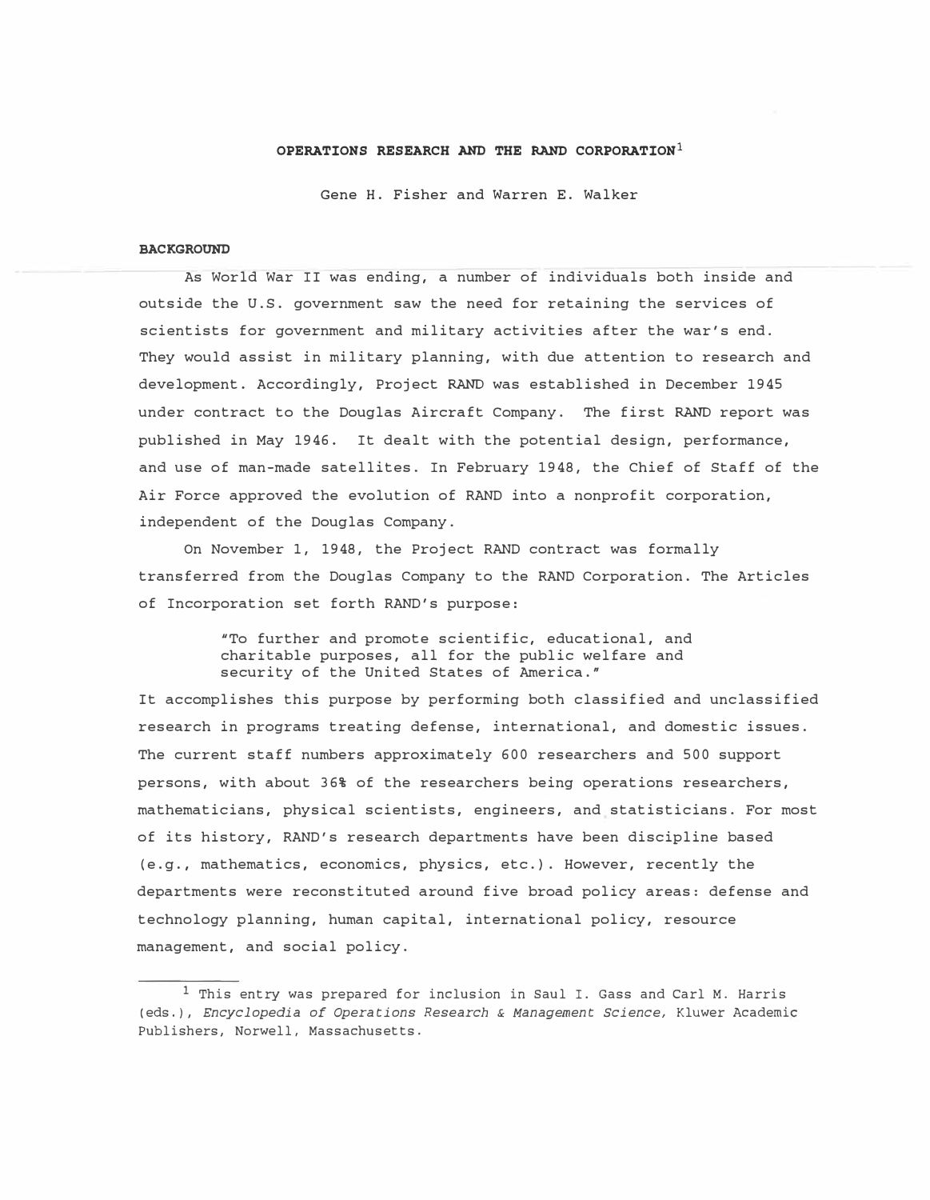# OPERATIONS RESEARCH AND THE RAND CORPORATION[1]

Gene H. Fisher and Warren E. Walker

## BACKGROUND

As World War II was ending, a number of individuals both inside and outside the U.S. government saw the need for retaining the services of scientists for government and military activities after the war's end. They would assist in military planning, with due attention to research and development. Accordingly, Project RAND was established in December 1945 under contract to the Douglas Aircraft Company. The first RAND report was published in May 1946. It dealt with the potential design, performance, and use of man-made satellites. In February 1948, the Chief of Staff of the Air Force approved the evolution of RAND into a nonprofit corporation, independent of the Douglas Company.

On November 1, 1948, the Project RAND contract was formally transferred from the Douglas Company to the RAND Corporation. The Articles of Incorporation set forth RAND's purpose:

> "To further and promote scientific, educational, and charitable purposes, all for the public welfare and security of the United States of America."

It accomplishes this purpose by performing both classified and unclassified research in programs treating defense, international, and domestic issues. The current staff numbers approximately 600 researchers and 500 support persons, with about 36% of the researchers being operations researchers, mathematicians, physical scientists, engineers, and statisticians. For most of its history, RAND's research departments have been discipline based (e.g., mathematics, economics, physics, etc.). However, recently the departments were reconstituted around five broad policy areas: defense and technology planning, human capital, international policy, resource management, and social policy.

---

[1] This entry was prepared for inclusion in Saul I. Gass and Carl M. Harris (eds.), *Encyclopedia of Operations Research & Management Science,* Kluwer Academic Publishers, Norwell, Massachusetts.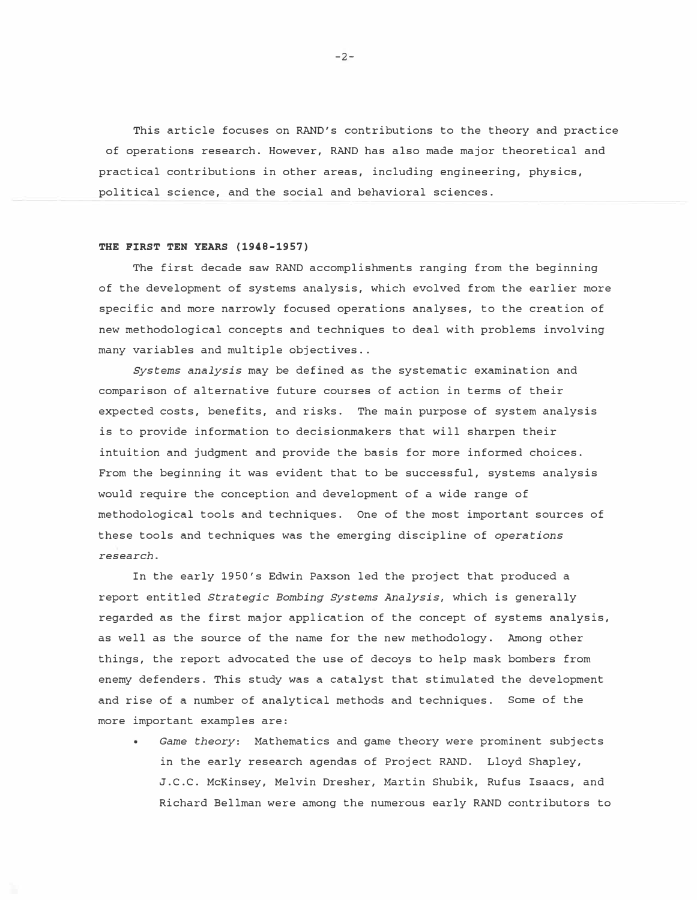This article focuses on RAND's contributions to the theory and practice of operations research. However, RAND has also made major theoretical and practical contributions in other areas, including engineering, physics, political science, and the social and behavioral sciences.

## THE FIRST TEN YEARS (1948-1957)

The first decade saw RAND accomplishments ranging from the beginning of the development of systems analysis, which evolved from the earlier more specific and more narrowly focused operations analyses, to the creation of new methodological concepts and techniques to deal with problems involving many variables and multiple objectives..

*Systems analysis* may be defined as the systematic examination and comparison of alternative future courses of action in terms of their expected costs, benefits, and risks. The main purpose of system analysis is to provide information to decisionmakers that will sharpen their intuition and judgment and provide the basis for more informed choices. From the beginning it was evident that to be successful, systems analysis would require the conception and development of a wide range of methodological tools and techniques. One of the most important sources of these tools and techniques was the emerging discipline of *operations research*.

In the early 1950's Edwin Paxson led the project that produced a report entitled *Strategic Bombing Systems Analysis*, which is generally regarded as the first major application of the concept of systems analysis, as well as the source of the name for the new methodology. Among other things, the report advocated the use of decoys to help mask bombers from enemy defenders. This study was a catalyst that stimulated the development and rise of a number of analytical methods and techniques. Some of the more important examples are:

- *Game theory*: Mathematics and game theory were prominent subjects in the early research agendas of Project RAND. Lloyd Shapley, J.C.C. McKinsey, Melvin Dresher, Martin Shubik, Rufus Isaacs, and Richard Bellman were among the numerous early RAND contributors to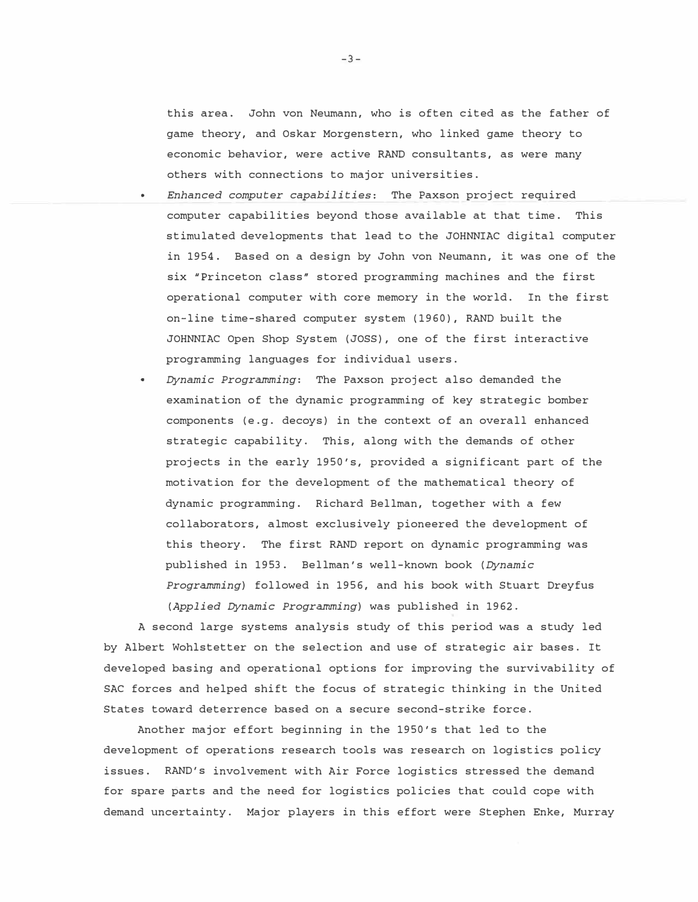this area. John von Neumann, who is often cited as the father of game theory, and Oskar Morgenstern, who linked game theory to economic behavior, were active RAND consultants, as were many others with connections to major universities.

- *Enhanced computer capabilities*: The Paxson project required computer capabilities beyond those available at that time. This stimulated developments that lead to the JOHNNIAC digital computer in 1954. Based on a design by John von Neumann, it was one of the six "Princeton class" stored programming machines and the first operational computer with core memory in the world. In the first on-line time-shared computer system (1960), RAND built the JOHNNIAC Open Shop System (JOSS), one of the first interactive programming languages for individual users.
- *Dynamic Programming*: The Paxson project also demanded the examination of the dynamic programming of key strategic bomber components (e.g. decoys) in the context of an overall enhanced strategic capability. This, along with the demands of other projects in the early 1950's, provided a significant part of the motivation for the development of the mathematical theory of dynamic programming. Richard Bellman, together with a few collaborators, almost exclusively pioneered the development of this theory. The first RAND report on dynamic programming was published in 1953. Bellman's well-known book (*Dynamic Programming*) followed in 1956, and his book with Stuart Dreyfus (*Applied Dynamic Programming*) was published in 1962.

A second large systems analysis study of this period was a study led by Albert Wohlstetter on the selection and use of strategic air bases. It developed basing and operational options for improving the survivability of SAC forces and helped shift the focus of strategic thinking in the United States toward deterrence based on a secure second-strike force.

Another major effort beginning in the 1950's that led to the development of operations research tools was research on logistics policy issues. RAND's involvement with Air Force logistics stressed the demand for spare parts and the need for logistics policies that could cope with demand uncertainty. Major players in this effort were Stephen Enke, Murray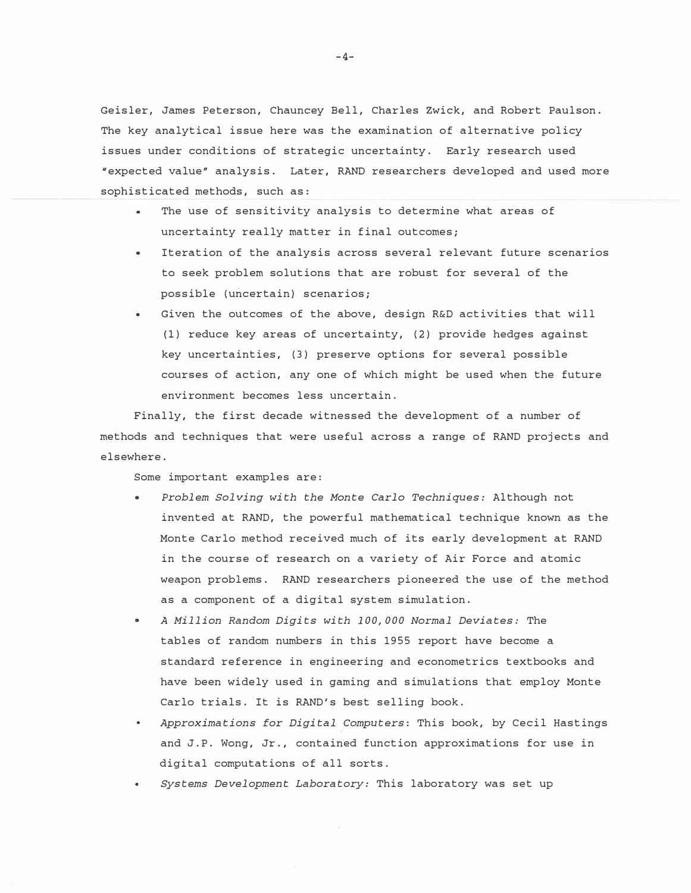Geisler, James Peterson, Chauncey Bell, Charles Zwick, and Robert Paulson. The key analytical issue here was the examination of alternative policy issues under conditions of strategic uncertainty. Early research used "expected value" analysis. Later, RAND researchers developed and used more sophisticated methods, such as:

- The use of sensitivity analysis to determine what areas of uncertainty really matter in final outcomes;
- Iteration of the analysis across several relevant future scenarios to seek problem solutions that are robust for several of the possible (uncertain) scenarios;
- Given the outcomes of the above, design R&D activities that will (1) reduce key areas of uncertainty, (2) provide hedges against key uncertainties, (3) preserve options for several possible courses of action, any one of which might be used when the future environment becomes less uncertain.

Finally, the first decade witnessed the development of a number of methods and techniques that were useful across a range of RAND projects and elsewhere.

Some important examples are:

- *Problem Solving with the Monte Carlo Techniques:* Although not invented at RAND, the powerful mathematical technique known as the Monte Carlo method received much of its early development at RAND in the course of research on a variety of Air Force and atomic weapon problems. RAND researchers pioneered the use of the method as a component of a digital system simulation.
- *A Million Random Digits with 100,000 Normal Deviates:* The tables of random numbers in this 1955 report have become a standard reference in engineering and econometrics textbooks and have been widely used in gaming and simulations that employ Monte Carlo trials. It is RAND's best selling book.
- *Approximations for Digital Computers*: This book, by Cecil Hastings and J.P. Wong, Jr., contained function approximations for use in digital computations of all sorts.
- *Systems Development Laboratory:* This laboratory was set up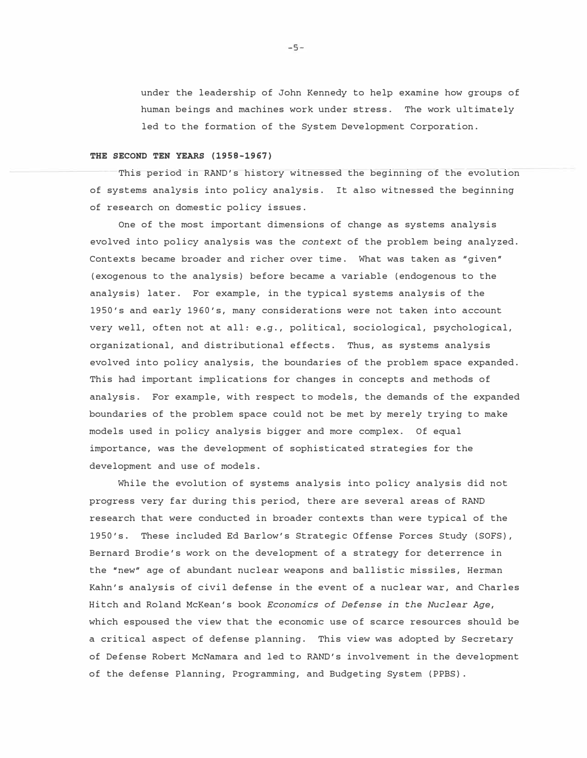under the leadership of John Kennedy to help examine how groups of human beings and machines work under stress. The work ultimately led to the formation of the System Development Corporation.

**THE SECOND TEN YEARS (1958-1967)**

This period in RAND's history witnessed the beginning of the evolution of systems analysis into policy analysis. It also witnessed the beginning of research on domestic policy issues.

One of the most important dimensions of change as systems analysis evolved into policy analysis was the *context* of the problem being analyzed. Contexts became broader and richer over time. What was taken as "given" (exogenous to the analysis) before became a variable (endogenous to the analysis) later. For example, in the typical systems analysis of the 1950's and early 1960's, many considerations were not taken into account very well, often not at all: e.g., political, sociological, psychological, organizational, and distributional effects. Thus, as systems analysis evolved into policy analysis, the boundaries of the problem space expanded. This had important implications for changes in concepts and methods of analysis. For example, with respect to models, the demands of the expanded boundaries of the problem space could not be met by merely trying to make models used in policy analysis bigger and more complex. Of equal importance, was the development of sophisticated strategies for the development and use of models.

While the evolution of systems analysis into policy analysis did not progress very far during this period, there are several areas of RAND research that were conducted in broader contexts than were typical of the 1950's. These included Ed Barlow's Strategic Offense Forces Study (SOFS), Bernard Brodie's work on the development of a strategy for deterrence in the "new" age of abundant nuclear weapons and ballistic missiles, Herman Kahn's analysis of civil defense in the event of a nuclear war, and Charles Hitch and Roland McKean's book *Economics of Defense in the Nuclear Age*, which espoused the view that the economic use of scarce resources should be a critical aspect of defense planning. This view was adopted by Secretary of Defense Robert McNamara and led to RAND's involvement in the development of the defense Planning, Programming, and Budgeting System (PPBS).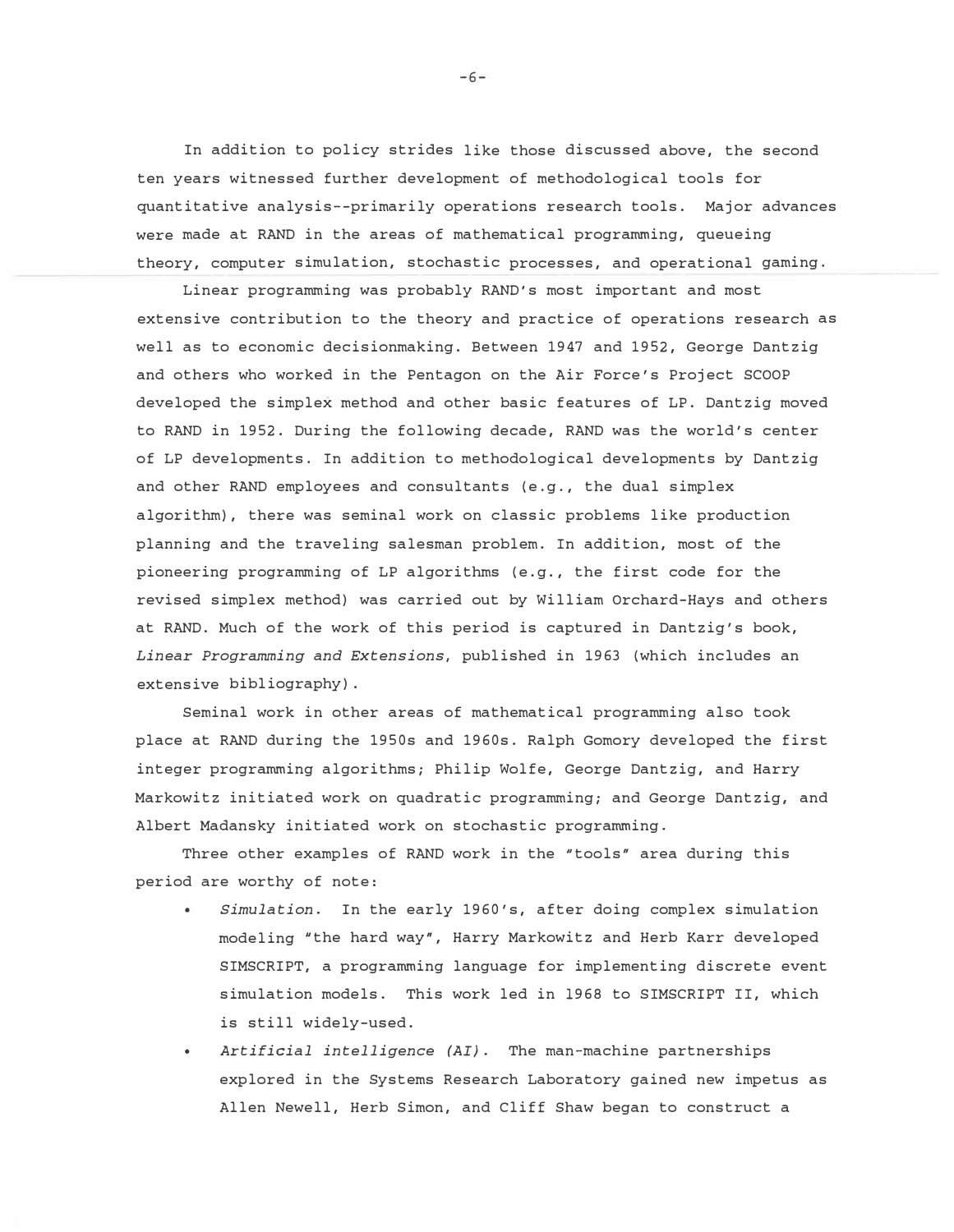In addition to policy strides like those discussed above, the second ten years witnessed further development of methodological tools for quantitative analysis--primarily operations research tools. Major advances were made at RAND in the areas of mathematical programming, queueing theory, computer simulation, stochastic processes, and operational gaming.

Linear programming was probably RAND's most important and most extensive contribution to the theory and practice of operations research as well as to economic decisionmaking. Between 1947 and 1952, George Dantzig and others who worked in the Pentagon on the Air Force's Project SCOOP developed the simplex method and other basic features of LP. Dantzig moved to RAND in 1952. During the following decade, RAND was the world's center of LP developments. In addition to methodological developments by Dantzig and other RAND employees and consultants (e.g., the dual simplex algorithm), there was seminal work on classic problems like production planning and the traveling salesman problem. In addition, most of the pioneering programming of LP algorithms (e.g., the first code for the revised simplex method) was carried out by William Orchard-Hays and others at RAND. Much of the work of this period is captured in Dantzig's book, *Linear Programming and Extensions*, published in 1963 (which includes an extensive bibliography).

Seminal work in other areas of mathematical programming also took place at RAND during the 1950s and 1960s. Ralph Gomory developed the first integer programming algorithms; Philip Wolfe, George Dantzig, and Harry Markowitz initiated work on quadratic programming; and George Dantzig, and Albert Madansky initiated work on stochastic programming.

Three other examples of RAND work in the "tools" area during this period are worthy of note:

- *Simulation*. In the early 1960's, after doing complex simulation modeling "the hard way", Harry Markowitz and Herb Karr developed SIMSCRIPT, a programming language for implementing discrete event simulation models. This work led in 1968 to SIMSCRIPT II, which is still widely-used.
- *Artificial intelligence (AI)*. The man-machine partnerships explored in the Systems Research Laboratory gained new impetus as Allen Newell, Herb Simon, and Cliff Shaw began to construct a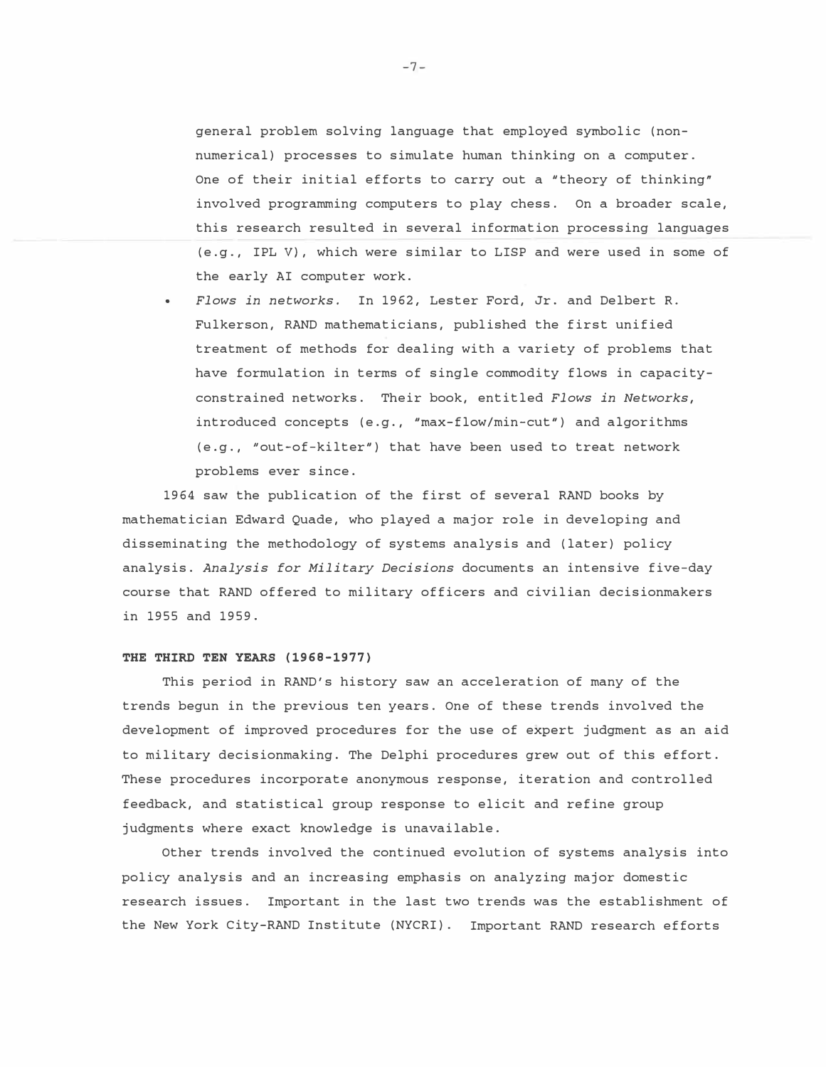general problem solving language that employed symbolic (non-numerical) processes to simulate human thinking on a computer. One of their initial efforts to carry out a "theory of thinking" involved programming computers to play chess. On a broader scale, this research resulted in several information processing languages (e.g., IPL V), which were similar to LISP and were used in some of the early AI computer work.

- *Flows in networks.* In 1962, Lester Ford, Jr. and Delbert R. Fulkerson, RAND mathematicians, published the first unified treatment of methods for dealing with a variety of problems that have formulation in terms of single commodity flows in capacity-constrained networks. Their book, entitled *Flows in Networks*, introduced concepts (e.g., "max-flow/min-cut") and algorithms (e.g., "out-of-kilter") that have been used to treat network problems ever since.

1964 saw the publication of the first of several RAND books by mathematician Edward Quade, who played a major role in developing and disseminating the methodology of systems analysis and (later) policy analysis. *Analysis for Military Decisions* documents an intensive five-day course that RAND offered to military officers and civilian decisionmakers in 1955 and 1959.

**THE THIRD TEN YEARS (1968-1977)**

This period in RAND's history saw an acceleration of many of the trends begun in the previous ten years. One of these trends involved the development of improved procedures for the use of expert judgment as an aid to military decisionmaking. The Delphi procedures grew out of this effort. These procedures incorporate anonymous response, iteration and controlled feedback, and statistical group response to elicit and refine group judgments where exact knowledge is unavailable.

Other trends involved the continued evolution of systems analysis into policy analysis and an increasing emphasis on analyzing major domestic research issues. Important in the last two trends was the establishment of the New York City-RAND Institute (NYCRI). Important RAND research efforts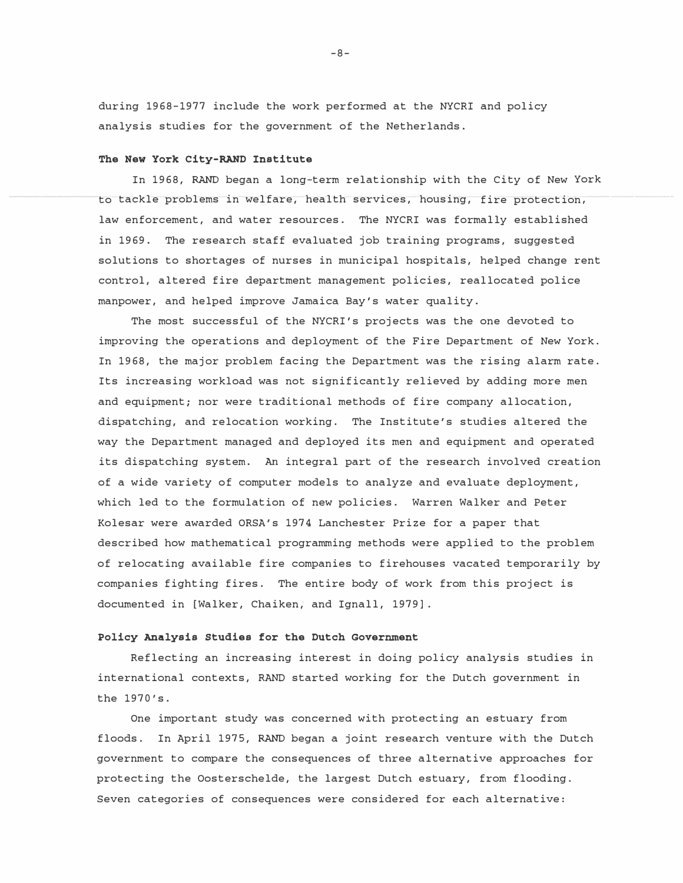during 1968-1977 include the work performed at the NYCRI and policy analysis studies for the government of the Netherlands.

### The New York City-RAND Institute

In 1968, RAND began a long-term relationship with the City of New York to tackle problems in welfare, health services, housing, fire protection, law enforcement, and water resources. The NYCRI was formally established in 1969. The research staff evaluated job training programs, suggested solutions to shortages of nurses in municipal hospitals, helped change rent control, altered fire department management policies, reallocated police manpower, and helped improve Jamaica Bay's water quality.

The most successful of the NYCRI's projects was the one devoted to improving the operations and deployment of the Fire Department of New York. In 1968, the major problem facing the Department was the rising alarm rate. Its increasing workload was not significantly relieved by adding more men and equipment; nor were traditional methods of fire company allocation, dispatching, and relocation working. The Institute's studies altered the way the Department managed and deployed its men and equipment and operated its dispatching system. An integral part of the research involved creation of a wide variety of computer models to analyze and evaluate deployment, which led to the formulation of new policies. Warren Walker and Peter Kolesar were awarded ORSA's 1974 Lanchester Prize for a paper that described how mathematical programming methods were applied to the problem of relocating available fire companies to firehouses vacated temporarily by companies fighting fires. The entire body of work from this project is documented in [Walker, Chaiken, and Ignall, 1979].

### Policy Analysis Studies for the Dutch Government

Reflecting an increasing interest in doing policy analysis studies in international contexts, RAND started working for the Dutch government in the 1970's.

One important study was concerned with protecting an estuary from floods. In April 1975, RAND began a joint research venture with the Dutch government to compare the consequences of three alternative approaches for protecting the Oosterschelde, the largest Dutch estuary, from flooding. Seven categories of consequences were considered for each alternative: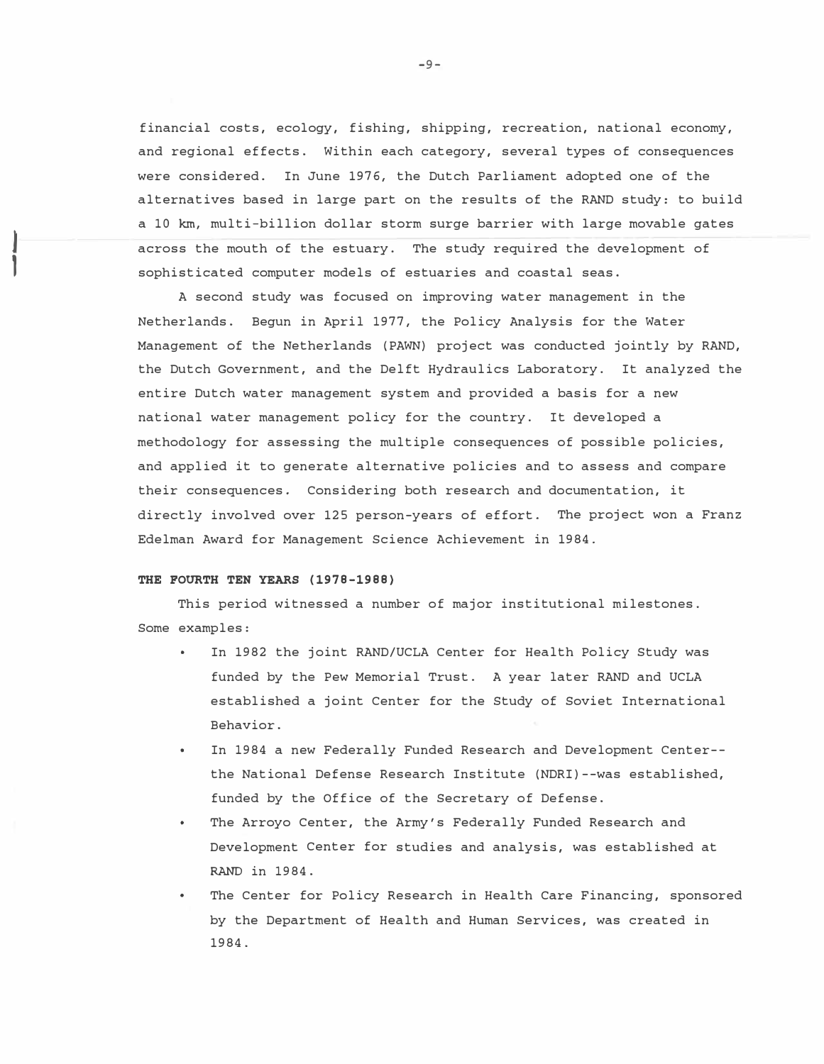financial costs, ecology, fishing, shipping, recreation, national economy, and regional effects. Within each category, several types of consequences were considered. In June 1976, the Dutch Parliament adopted one of the alternatives based in large part on the results of the RAND study: to build a 10 km, multi-billion dollar storm surge barrier with large movable gates across the mouth of the estuary. The study required the development of sophisticated computer models of estuaries and coastal seas.

A second study was focused on improving water management in the Netherlands. Begun in April 1977, the Policy Analysis for the Water Management of the Netherlands (PAWN) project was conducted jointly by RAND, the Dutch Government, and the Delft Hydraulics Laboratory. It analyzed the entire Dutch water management system and provided a basis for a new national water management policy for the country. It developed a methodology for assessing the multiple consequences of possible policies, and applied it to generate alternative policies and to assess and compare their consequences. Considering both research and documentation, it directly involved over 125 person-years of effort. The project won a Franz Edelman Award for Management Science Achievement in 1984.

**THE FOURTH TEN YEARS (1978-1988)**

This period witnessed a number of major institutional milestones. Some examples:

- In 1982 the joint RAND/UCLA Center for Health Policy Study was funded by the Pew Memorial Trust. A year later RAND and UCLA established a joint Center for the Study of Soviet International Behavior.
- In 1984 a new Federally Funded Research and Development Center--the National Defense Research Institute (NDRI)--was established, funded by the Office of the Secretary of Defense.
- The Arroyo Center, the Army's Federally Funded Research and Development Center for studies and analysis, was established at RAND in 1984.
- The Center for Policy Research in Health Care Financing, sponsored by the Department of Health and Human Services, was created in 1984.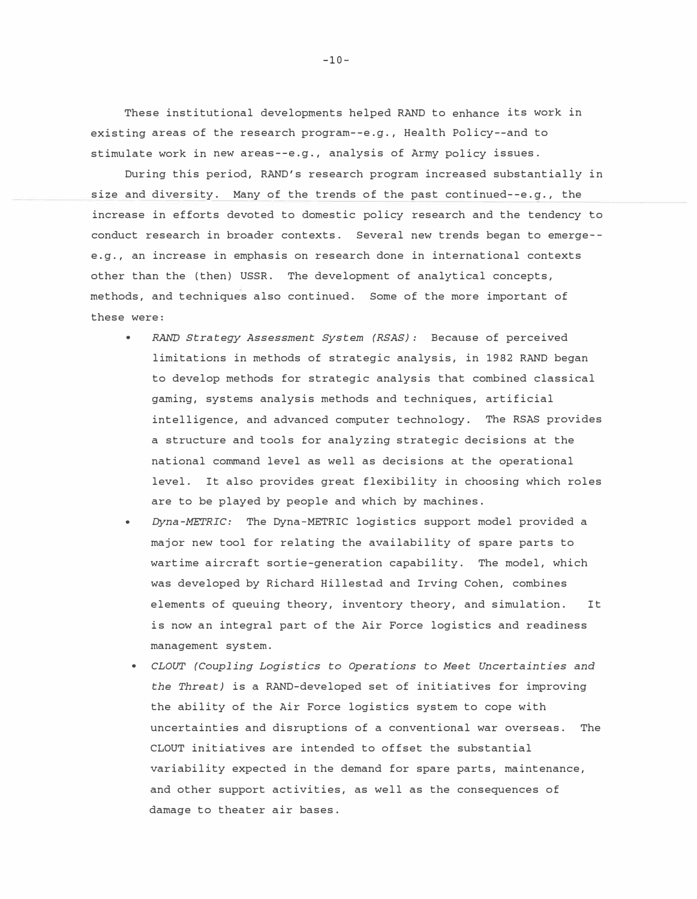These institutional developments helped RAND to enhance its work in existing areas of the research program--e.g., Health Policy--and to stimulate work in new areas--e.g., analysis of Army policy issues.

During this period, RAND's research program increased substantially in size and diversity. Many of the trends of the past continued--e.g., the increase in efforts devoted to domestic policy research and the tendency to conduct research in broader contexts. Several new trends began to emerge--e.g., an increase in emphasis on research done in international contexts other than the (then) USSR. The development of analytical concepts, methods, and techniques also continued. Some of the more important of these were:

- *RAND Strategy Assessment System (RSAS):* Because of perceived limitations in methods of strategic analysis, in 1982 RAND began to develop methods for strategic analysis that combined classical gaming, systems analysis methods and techniques, artificial intelligence, and advanced computer technology. The RSAS provides a structure and tools for analyzing strategic decisions at the national command level as well as decisions at the operational level. It also provides great flexibility in choosing which roles are to be played by people and which by machines.
- *Dyna-METRIC:* The Dyna-METRIC logistics support model provided a major new tool for relating the availability of spare parts to wartime aircraft sortie-generation capability. The model, which was developed by Richard Hillestad and Irving Cohen, combines elements of queuing theory, inventory theory, and simulation. It is now an integral part of the Air Force logistics and readiness management system.
- *CLOUT (Coupling Logistics to Operations to Meet Uncertainties and the Threat)* is a RAND-developed set of initiatives for improving the ability of the Air Force logistics system to cope with uncertainties and disruptions of a conventional war overseas. The CLOUT initiatives are intended to offset the substantial variability expected in the demand for spare parts, maintenance, and other support activities, as well as the consequences of damage to theater air bases.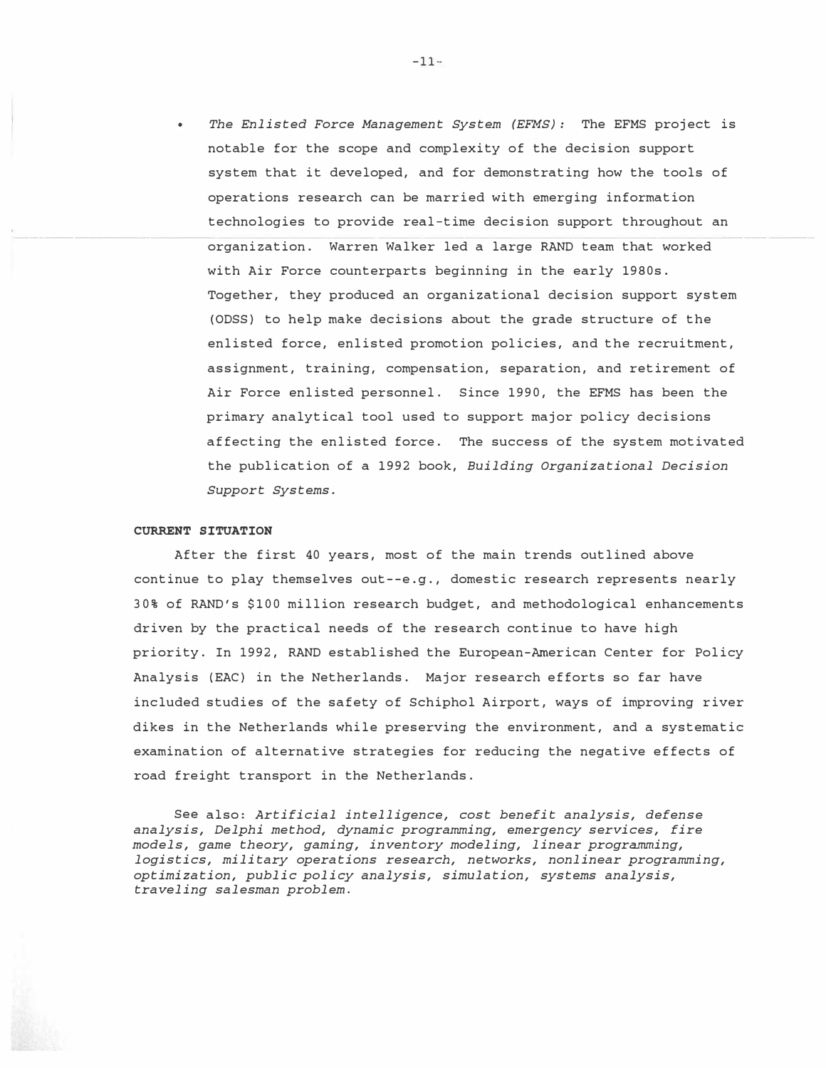- *The Enlisted Force Management System (EFMS):* The EFMS project is notable for the scope and complexity of the decision support system that it developed, and for demonstrating how the tools of operations research can be married with emerging information technologies to provide real-time decision support throughout an organization. Warren Walker led a large RAND team that worked with Air Force counterparts beginning in the early 1980s. Together, they produced an organizational decision support system (ODSS) to help make decisions about the grade structure of the enlisted force, enlisted promotion policies, and the recruitment, assignment, training, compensation, separation, and retirement of Air Force enlisted personnel. Since 1990, the EFMS has been the primary analytical tool used to support major policy decisions affecting the enlisted force. The success of the system motivated the publication of a 1992 book, *Building Organizational Decision Support Systems.*

**CURRENT SITUATION**

After the first 40 years, most of the main trends outlined above continue to play themselves out--e.g., domestic research represents nearly 30% of RAND's $100 million research budget, and methodological enhancements driven by the practical needs of the research continue to have high priority. In 1992, RAND established the European-American Center for Policy Analysis (EAC) in the Netherlands. Major research efforts so far have included studies of the safety of Schiphol Airport, ways of improving river dikes in the Netherlands while preserving the environment, and a systematic examination of alternative strategies for reducing the negative effects of road freight transport in the Netherlands.

See also: *Artificial intelligence, cost benefit analysis, defense analysis, Delphi method, dynamic programming, emergency services, fire models, game theory, gaming, inventory modeling, linear programming, logistics, military operations research, networks, nonlinear programming, optimization, public policy analysis, simulation, systems analysis, traveling salesman problem.*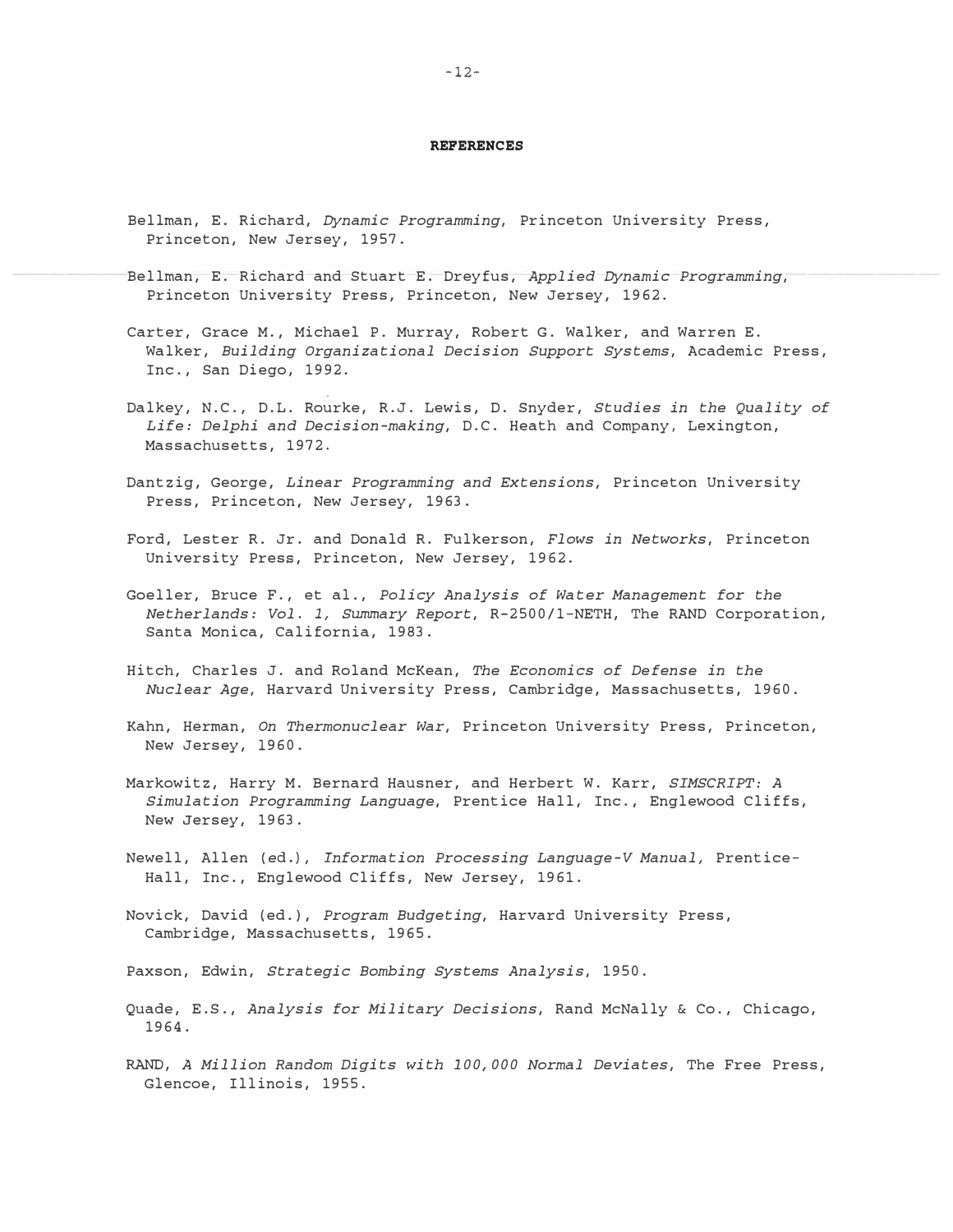## REFERENCES

Bellman, E. Richard, *Dynamic Programming*, Princeton University Press, Princeton, New Jersey, 1957.

Bellman, E. Richard and Stuart E. Dreyfus, *Applied Dynamic Programming*, Princeton University Press, Princeton, New Jersey, 1962.

Carter, Grace M., Michael P. Murray, Robert G. Walker, and Warren E. Walker, *Building Organizational Decision Support Systems*, Academic Press, Inc., San Diego, 1992.

Dalkey, N.C., D.L. Rourke, R.J. Lewis, D. Snyder, *Studies in the Quality of Life: Delphi and Decision-making*, D.C. Heath and Company, Lexington, Massachusetts, 1972.

Dantzig, George, *Linear Programming and Extensions*, Princeton University Press, Princeton, New Jersey, 1963.

Ford, Lester R. Jr. and Donald R. Fulkerson, *Flows in Networks*, Princeton University Press, Princeton, New Jersey, 1962.

Goeller, Bruce F., et al., *Policy Analysis of Water Management for the Netherlands: Vol. 1, Summary Report*, R-2500/1-NETH, The RAND Corporation, Santa Monica, California, 1983.

Hitch, Charles J. and Roland McKean, *The Economics of Defense in the Nuclear Age*, Harvard University Press, Cambridge, Massachusetts, 1960.

Kahn, Herman, *On Thermonuclear War*, Princeton University Press, Princeton, New Jersey, 1960.

Markowitz, Harry M. Bernard Hausner, and Herbert W. Karr, *SIMSCRIPT: A Simulation Programming Language*, Prentice Hall, Inc., Englewood Cliffs, New Jersey, 1963.

Newell, Allen (ed.), *Information Processing Language-V Manual,* Prentice-Hall, Inc., Englewood Cliffs, New Jersey, 1961.

Novick, David (ed.), *Program Budgeting*, Harvard University Press, Cambridge, Massachusetts, 1965.

Paxson, Edwin, *Strategic Bombing Systems Analysis*, 1950.

Quade, E.S., *Analysis for Military Decisions*, Rand McNally & Co., Chicago, 1964.

RAND, *A Million Random Digits with 100,000 Normal Deviates*, The Free Press, Glencoe, Illinois, 1955.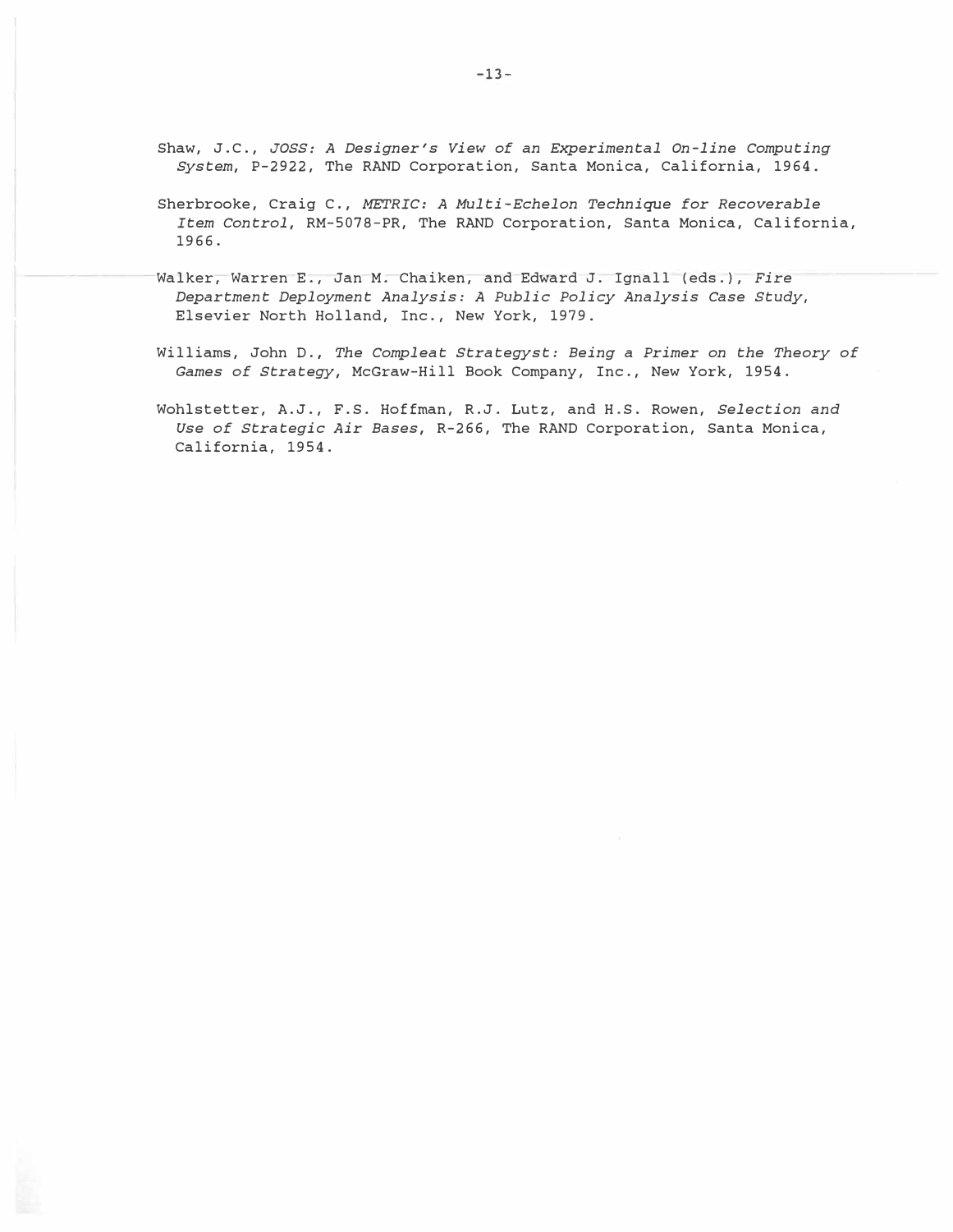Shaw, J.C., *JOSS: A Designer's View of an Experimental On-line Computing System*, P-2922, The RAND Corporation, Santa Monica, California, 1964.

Sherbrooke, Craig C., *METRIC: A Multi-Echelon Technique for Recoverable Item Control*, RM-5078-PR, The RAND Corporation, Santa Monica, California, 1966.

Walker, Warren E., Jan M. Chaiken, and Edward J. Ignall (eds.), *Fire Department Deployment Analysis: A Public Policy Analysis Case Study*, Elsevier North Holland, Inc., New York, 1979.

Williams, John D., *The Compleat Strategyst: Being a Primer on the Theory of Games of Strategy*, McGraw-Hill Book Company, Inc., New York, 1954.

Wohlstetter, A.J., F.S. Hoffman, R.J. Lutz, and H.S. Rowen, *Selection and Use of Strategic Air Bases*, R-266, The RAND Corporation, Santa Monica, California, 1954.